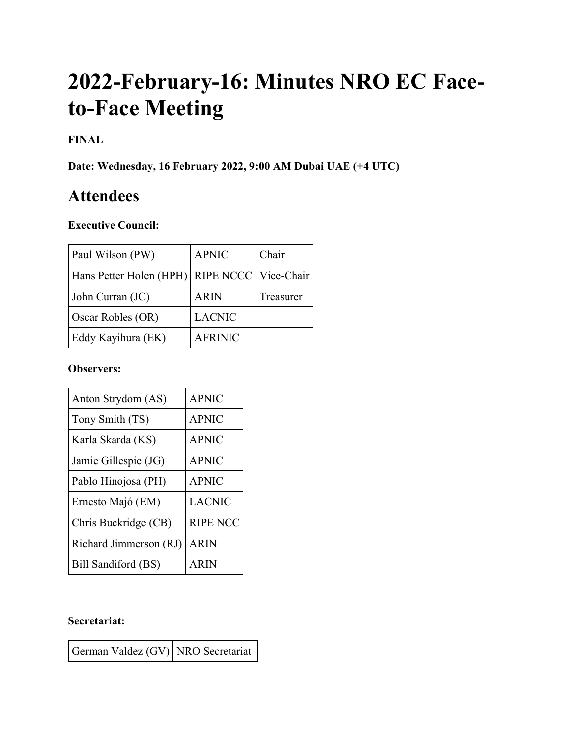# 2022-February-16: Minutes NRO EC Face-to-Face Meeting

**FINAL**

**Date: Wednesday, 16 February 2022, 9:00 AM Dubai UAE (+4 UTC)**

## Attendees

**Executive Council:**

| | | |
|---|---|---|
| Paul Wilson (PW) | APNIC | Chair |
| Hans Petter Holen (HPH) | RIPE NCCC | Vice-Chair |
| John Curran (JC) | ARIN | Treasurer |
| Oscar Robles (OR) | LACNIC | |
| Eddy Kayihura (EK) | AFRINIC | |

**Observers:**

| | |
|---|---|
| Anton Strydom (AS) | APNIC |
| Tony Smith (TS) | APNIC |
| Karla Skarda (KS) | APNIC |
| Jamie Gillespie (JG) | APNIC |
| Pablo Hinojosa (PH) | APNIC |
| Ernesto Majó (EM) | LACNIC |
| Chris Buckridge (CB) | RIPE NCC |
| Richard Jimmerson (RJ) | ARIN |
| Bill Sandiford (BS) | ARIN |

**Secretariat:**

| | |
|---|---|
| German Valdez (GV) | NRO Secretariat |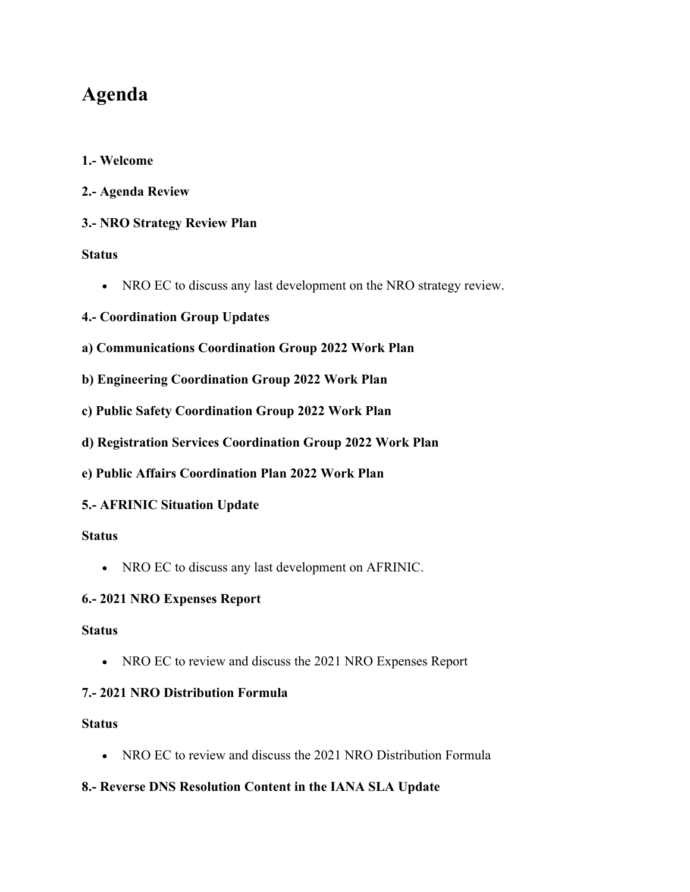# Agenda

**1.- Welcome**

**2.- Agenda Review**

**3.- NRO Strategy Review Plan**

**Status**

- NRO EC to discuss any last development on the NRO strategy review.

**4.- Coordination Group Updates**

**a) Communications Coordination Group 2022 Work Plan**

**b) Engineering Coordination Group 2022 Work Plan**

**c) Public Safety Coordination Group 2022 Work Plan**

**d) Registration Services Coordination Group 2022 Work Plan**

**e) Public Affairs Coordination Plan 2022 Work Plan**

**5.- AFRINIC Situation Update**

**Status**

- NRO EC to discuss any last development on AFRINIC.

**6.- 2021 NRO Expenses Report**

**Status**

- NRO EC to review and discuss the 2021 NRO Expenses Report

**7.- 2021 NRO Distribution Formula**

**Status**

- NRO EC to review and discuss the 2021 NRO Distribution Formula

**8.- Reverse DNS Resolution Content in the IANA SLA Update**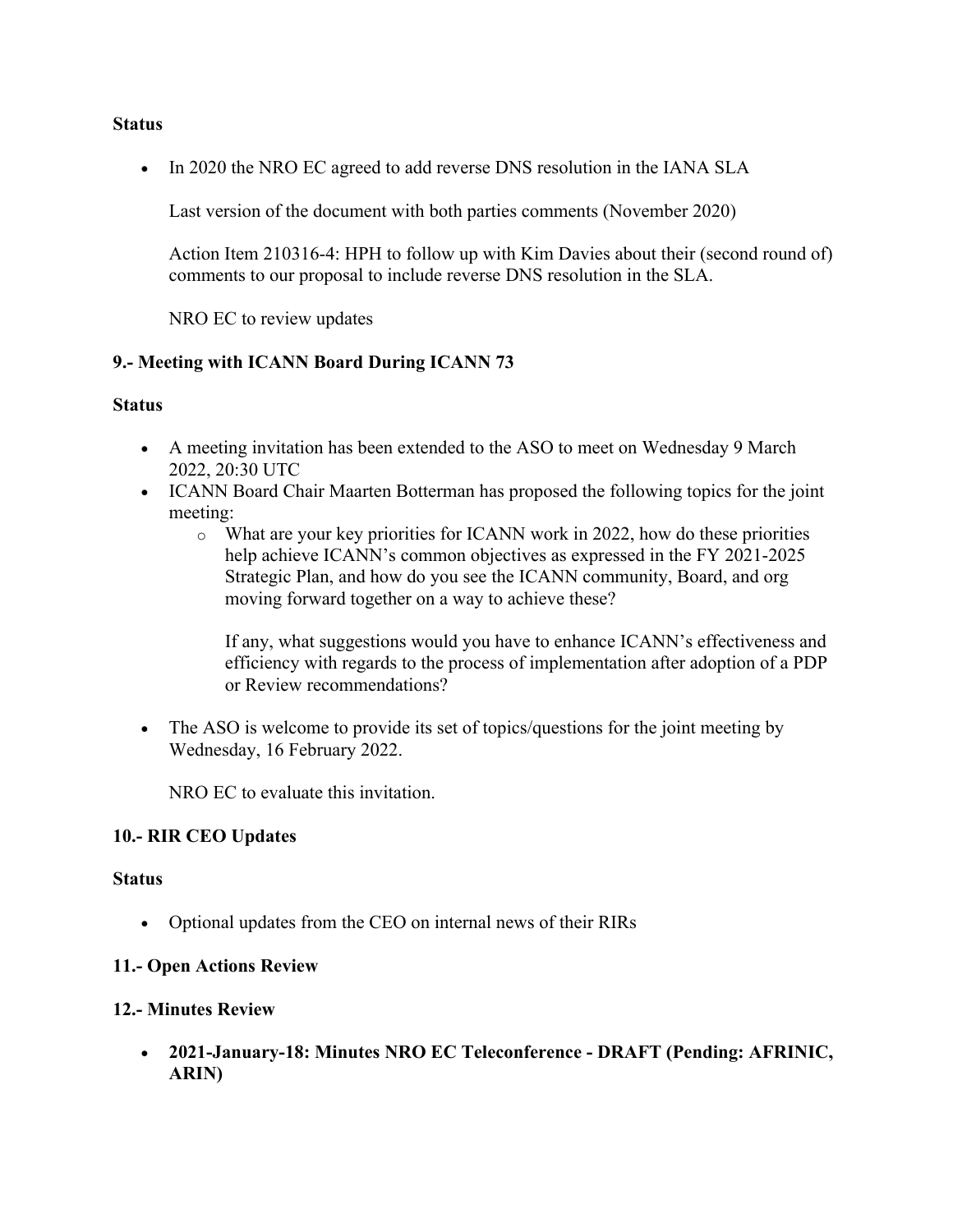**Status**

- In 2020 the NRO EC agreed to add reverse DNS resolution in the IANA SLA

  Last version of the document with both parties comments (November 2020)

  Action Item 210316-4: HPH to follow up with Kim Davies about their (second round of) comments to our proposal to include reverse DNS resolution in the SLA.

  NRO EC to review updates

**9.- Meeting with ICANN Board During ICANN 73**

**Status**

- A meeting invitation has been extended to the ASO to meet on Wednesday 9 March 2022, 20:30 UTC
- ICANN Board Chair Maarten Botterman has proposed the following topics for the joint meeting:
  - What are your key priorities for ICANN work in 2022, how do these priorities help achieve ICANN's common objectives as expressed in the FY 2021-2025 Strategic Plan, and how do you see the ICANN community, Board, and org moving forward together on a way to achieve these?

    If any, what suggestions would you have to enhance ICANN's effectiveness and efficiency with regards to the process of implementation after adoption of a PDP or Review recommendations?

- The ASO is welcome to provide its set of topics/questions for the joint meeting by Wednesday, 16 February 2022.

  NRO EC to evaluate this invitation.

**10.- RIR CEO Updates**

**Status**

- Optional updates from the CEO on internal news of their RIRs

**11.- Open Actions Review**

**12.- Minutes Review**

- **2021-January-18: Minutes NRO EC Teleconference - DRAFT (Pending: AFRINIC, ARIN)**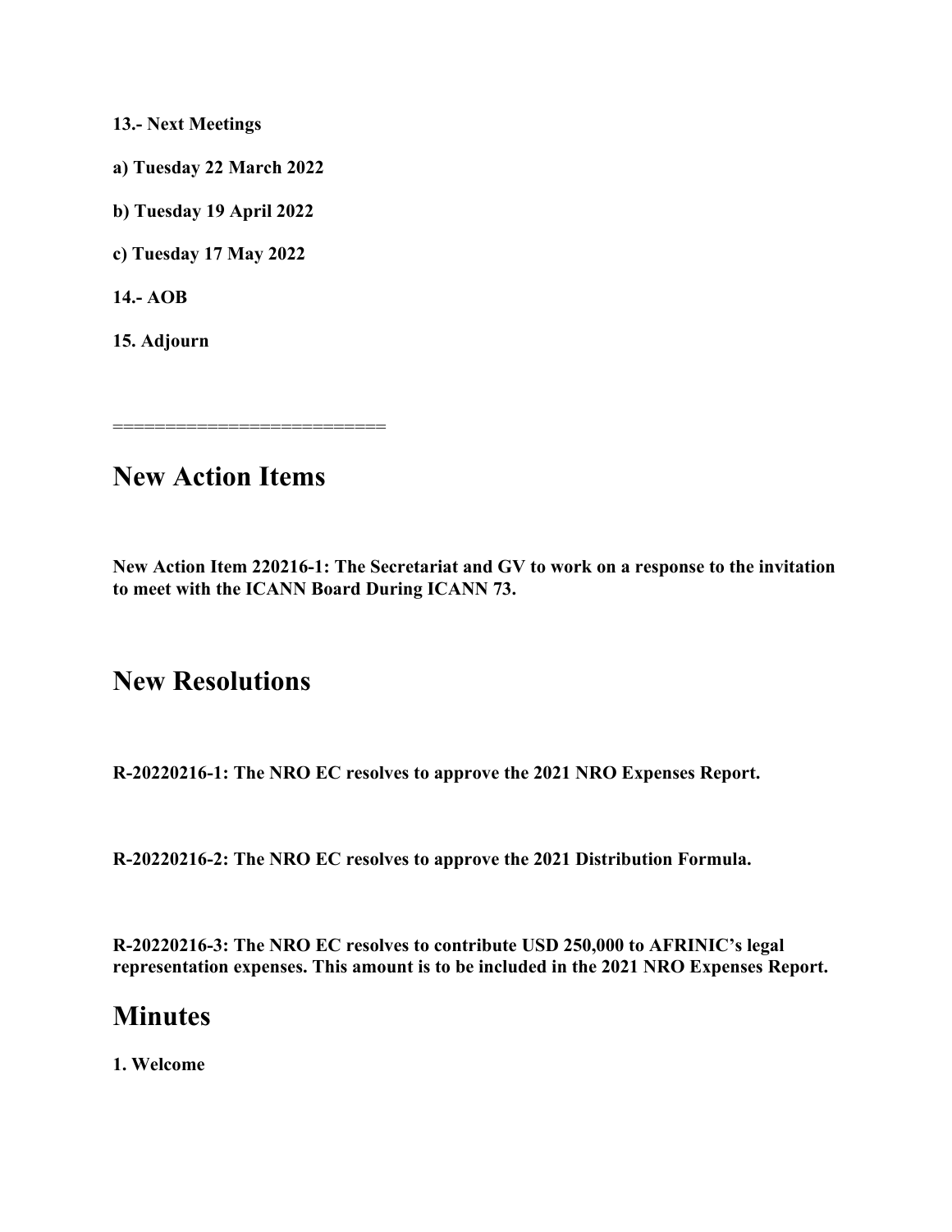**13.- Next Meetings**

**a) Tuesday 22 March 2022**

**b) Tuesday 19 April 2022**

**c) Tuesday 17 May 2022**

**14.- AOB**

**15. Adjourn**

========================

## New Action Items

**New Action Item 220216-1: The Secretariat and GV to work on a response to the invitation to meet with the ICANN Board During ICANN 73.**

## New Resolutions

**R-20220216-1: The NRO EC resolves to approve the 2021 NRO Expenses Report.**

**R-20220216-2: The NRO EC resolves to approve the 2021 Distribution Formula.**

**R-20220216-3: The NRO EC resolves to contribute USD 250,000 to AFRINIC's legal representation expenses. This amount is to be included in the 2021 NRO Expenses Report.**

## Minutes

**1. Welcome**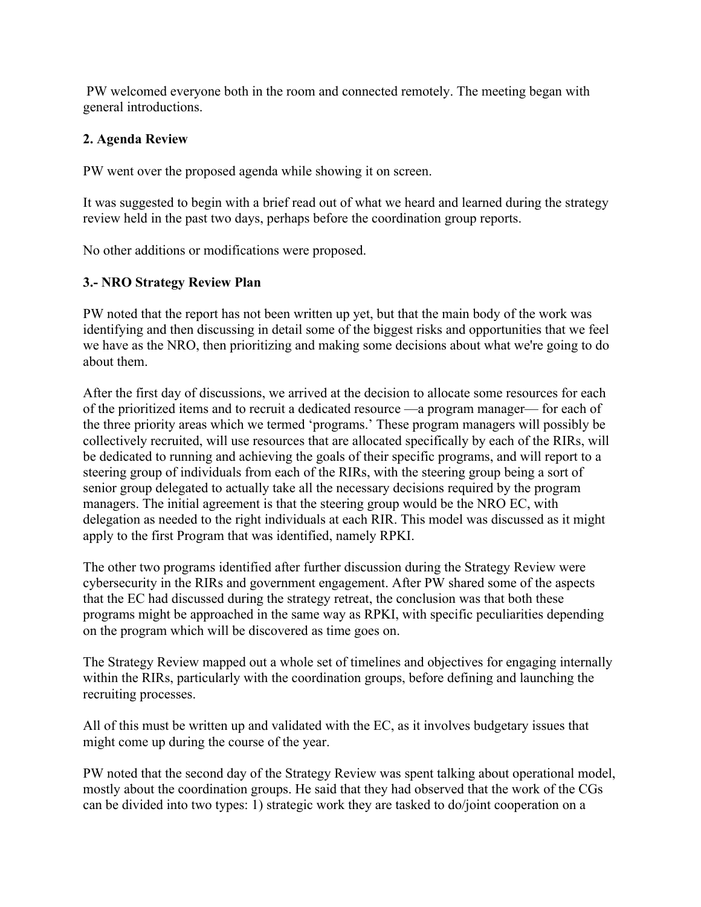PW welcomed everyone both in the room and connected remotely. The meeting began with general introductions.

**2. Agenda Review**

PW went over the proposed agenda while showing it on screen.

It was suggested to begin with a brief read out of what we heard and learned during the strategy review held in the past two days, perhaps before the coordination group reports.

No other additions or modifications were proposed.

**3.- NRO Strategy Review Plan**

PW noted that the report has not been written up yet, but that the main body of the work was identifying and then discussing in detail some of the biggest risks and opportunities that we feel we have as the NRO, then prioritizing and making some decisions about what we're going to do about them.

After the first day of discussions, we arrived at the decision to allocate some resources for each of the prioritized items and to recruit a dedicated resource —a program manager— for each of the three priority areas which we termed 'programs.' These program managers will possibly be collectively recruited, will use resources that are allocated specifically by each of the RIRs, will be dedicated to running and achieving the goals of their specific programs, and will report to a steering group of individuals from each of the RIRs, with the steering group being a sort of senior group delegated to actually take all the necessary decisions required by the program managers. The initial agreement is that the steering group would be the NRO EC, with delegation as needed to the right individuals at each RIR. This model was discussed as it might apply to the first Program that was identified, namely RPKI.

The other two programs identified after further discussion during the Strategy Review were cybersecurity in the RIRs and government engagement. After PW shared some of the aspects that the EC had discussed during the strategy retreat, the conclusion was that both these programs might be approached in the same way as RPKI, with specific peculiarities depending on the program which will be discovered as time goes on.

The Strategy Review mapped out a whole set of timelines and objectives for engaging internally within the RIRs, particularly with the coordination groups, before defining and launching the recruiting processes.

All of this must be written up and validated with the EC, as it involves budgetary issues that might come up during the course of the year.

PW noted that the second day of the Strategy Review was spent talking about operational model, mostly about the coordination groups. He said that they had observed that the work of the CGs can be divided into two types: 1) strategic work they are tasked to do/joint cooperation on a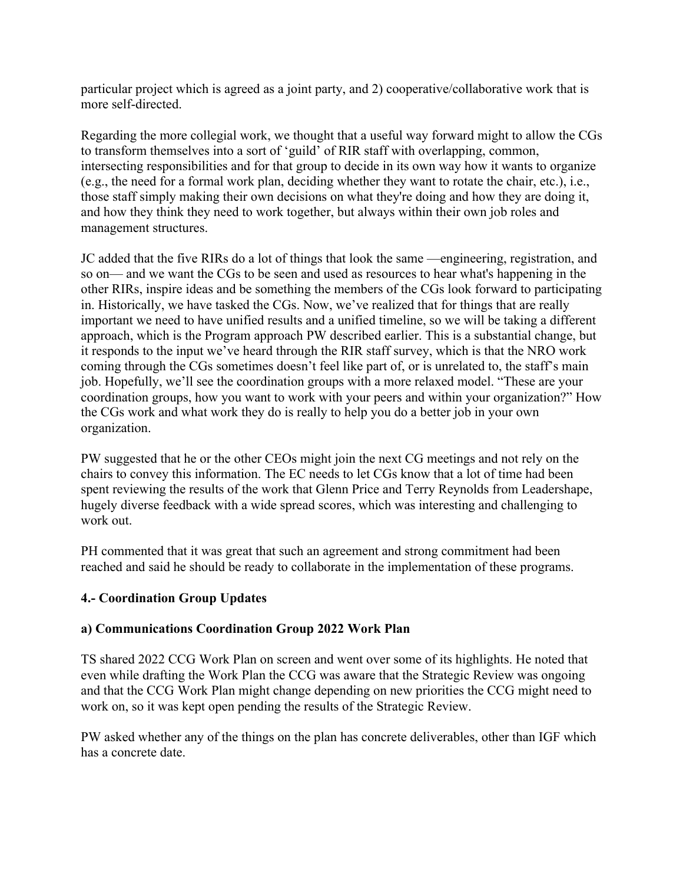particular project which is agreed as a joint party, and 2) cooperative/collaborative work that is more self-directed.

Regarding the more collegial work, we thought that a useful way forward might to allow the CGs to transform themselves into a sort of 'guild' of RIR staff with overlapping, common, intersecting responsibilities and for that group to decide in its own way how it wants to organize (e.g., the need for a formal work plan, deciding whether they want to rotate the chair, etc.), i.e., those staff simply making their own decisions on what they're doing and how they are doing it, and how they think they need to work together, but always within their own job roles and management structures.

JC added that the five RIRs do a lot of things that look the same —engineering, registration, and so on— and we want the CGs to be seen and used as resources to hear what's happening in the other RIRs, inspire ideas and be something the members of the CGs look forward to participating in. Historically, we have tasked the CGs. Now, we've realized that for things that are really important we need to have unified results and a unified timeline, so we will be taking a different approach, which is the Program approach PW described earlier. This is a substantial change, but it responds to the input we've heard through the RIR staff survey, which is that the NRO work coming through the CGs sometimes doesn't feel like part of, or is unrelated to, the staff's main job. Hopefully, we'll see the coordination groups with a more relaxed model. "These are your coordination groups, how you want to work with your peers and within your organization?" How the CGs work and what work they do is really to help you do a better job in your own organization.

PW suggested that he or the other CEOs might join the next CG meetings and not rely on the chairs to convey this information. The EC needs to let CGs know that a lot of time had been spent reviewing the results of the work that Glenn Price and Terry Reynolds from Leadershape, hugely diverse feedback with a wide spread scores, which was interesting and challenging to work out.

PH commented that it was great that such an agreement and strong commitment had been reached and said he should be ready to collaborate in the implementation of these programs.

## 4.- Coordination Group Updates

### a) Communications Coordination Group 2022 Work Plan

TS shared 2022 CCG Work Plan on screen and went over some of its highlights. He noted that even while drafting the Work Plan the CCG was aware that the Strategic Review was ongoing and that the CCG Work Plan might change depending on new priorities the CCG might need to work on, so it was kept open pending the results of the Strategic Review.

PW asked whether any of the things on the plan has concrete deliverables, other than IGF which has a concrete date.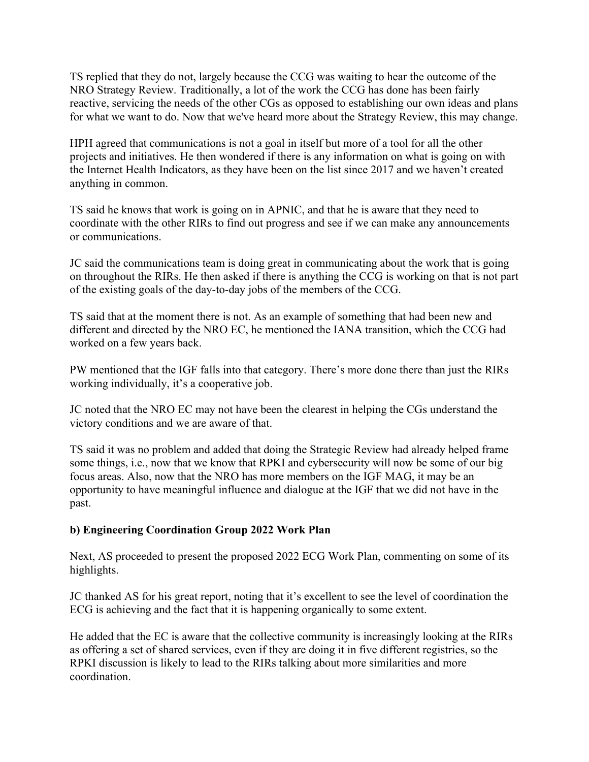TS replied that they do not, largely because the CCG was waiting to hear the outcome of the NRO Strategy Review. Traditionally, a lot of the work the CCG has done has been fairly reactive, servicing the needs of the other CGs as opposed to establishing our own ideas and plans for what we want to do. Now that we've heard more about the Strategy Review, this may change.

HPH agreed that communications is not a goal in itself but more of a tool for all the other projects and initiatives. He then wondered if there is any information on what is going on with the Internet Health Indicators, as they have been on the list since 2017 and we haven't created anything in common.

TS said he knows that work is going on in APNIC, and that he is aware that they need to coordinate with the other RIRs to find out progress and see if we can make any announcements or communications.

JC said the communications team is doing great in communicating about the work that is going on throughout the RIRs. He then asked if there is anything the CCG is working on that is not part of the existing goals of the day-to-day jobs of the members of the CCG.

TS said that at the moment there is not. As an example of something that had been new and different and directed by the NRO EC, he mentioned the IANA transition, which the CCG had worked on a few years back.

PW mentioned that the IGF falls into that category. There's more done there than just the RIRs working individually, it's a cooperative job.

JC noted that the NRO EC may not have been the clearest in helping the CGs understand the victory conditions and we are aware of that.

TS said it was no problem and added that doing the Strategic Review had already helped frame some things, i.e., now that we know that RPKI and cybersecurity will now be some of our big focus areas. Also, now that the NRO has more members on the IGF MAG, it may be an opportunity to have meaningful influence and dialogue at the IGF that we did not have in the past.

**b) Engineering Coordination Group 2022 Work Plan**

Next, AS proceeded to present the proposed 2022 ECG Work Plan, commenting on some of its highlights.

JC thanked AS for his great report, noting that it's excellent to see the level of coordination the ECG is achieving and the fact that it is happening organically to some extent.

He added that the EC is aware that the collective community is increasingly looking at the RIRs as offering a set of shared services, even if they are doing it in five different registries, so the RPKI discussion is likely to lead to the RIRs talking about more similarities and more coordination.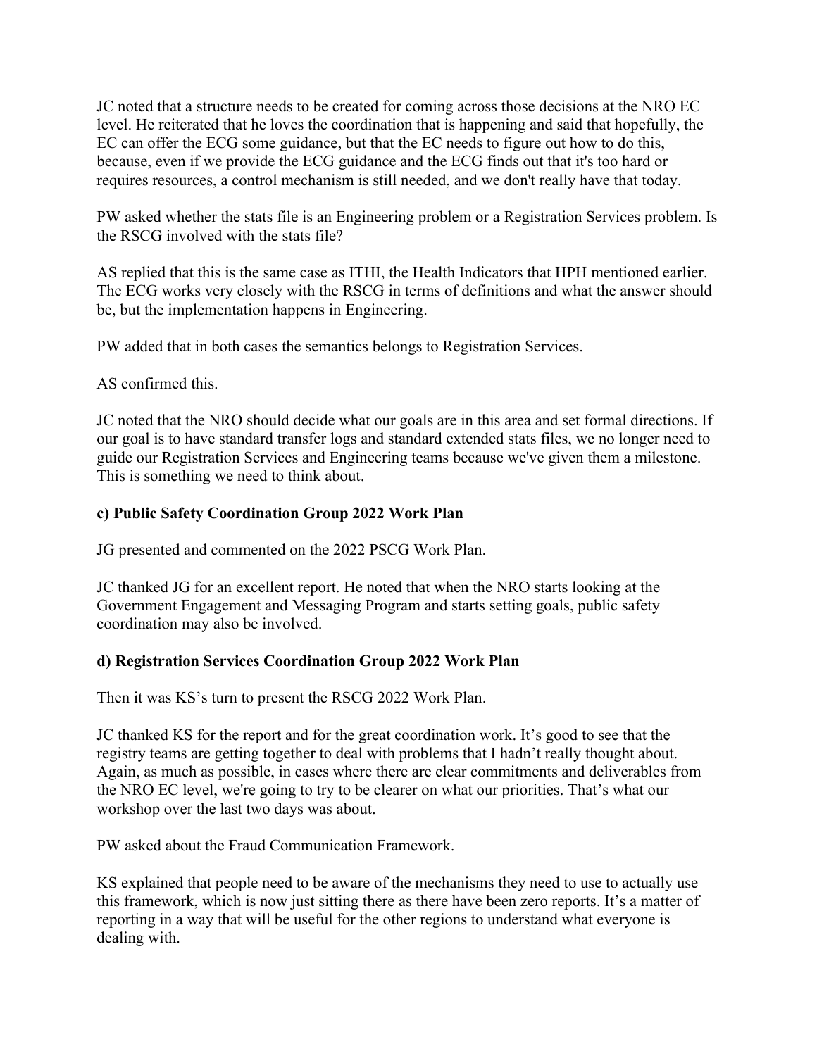JC noted that a structure needs to be created for coming across those decisions at the NRO EC level. He reiterated that he loves the coordination that is happening and said that hopefully, the EC can offer the ECG some guidance, but that the EC needs to figure out how to do this, because, even if we provide the ECG guidance and the ECG finds out that it's too hard or requires resources, a control mechanism is still needed, and we don't really have that today.

PW asked whether the stats file is an Engineering problem or a Registration Services problem. Is the RSCG involved with the stats file?

AS replied that this is the same case as ITHI, the Health Indicators that HPH mentioned earlier. The ECG works very closely with the RSCG in terms of definitions and what the answer should be, but the implementation happens in Engineering.

PW added that in both cases the semantics belongs to Registration Services.

AS confirmed this.

JC noted that the NRO should decide what our goals are in this area and set formal directions. If our goal is to have standard transfer logs and standard extended stats files, we no longer need to guide our Registration Services and Engineering teams because we've given them a milestone. This is something we need to think about.

**c) Public Safety Coordination Group 2022 Work Plan**

JG presented and commented on the 2022 PSCG Work Plan.

JC thanked JG for an excellent report. He noted that when the NRO starts looking at the Government Engagement and Messaging Program and starts setting goals, public safety coordination may also be involved.

**d) Registration Services Coordination Group 2022 Work Plan**

Then it was KS's turn to present the RSCG 2022 Work Plan.

JC thanked KS for the report and for the great coordination work. It's good to see that the registry teams are getting together to deal with problems that I hadn't really thought about. Again, as much as possible, in cases where there are clear commitments and deliverables from the NRO EC level, we're going to try to be clearer on what our priorities. That's what our workshop over the last two days was about.

PW asked about the Fraud Communication Framework.

KS explained that people need to be aware of the mechanisms they need to use to actually use this framework, which is now just sitting there as there have been zero reports. It's a matter of reporting in a way that will be useful for the other regions to understand what everyone is dealing with.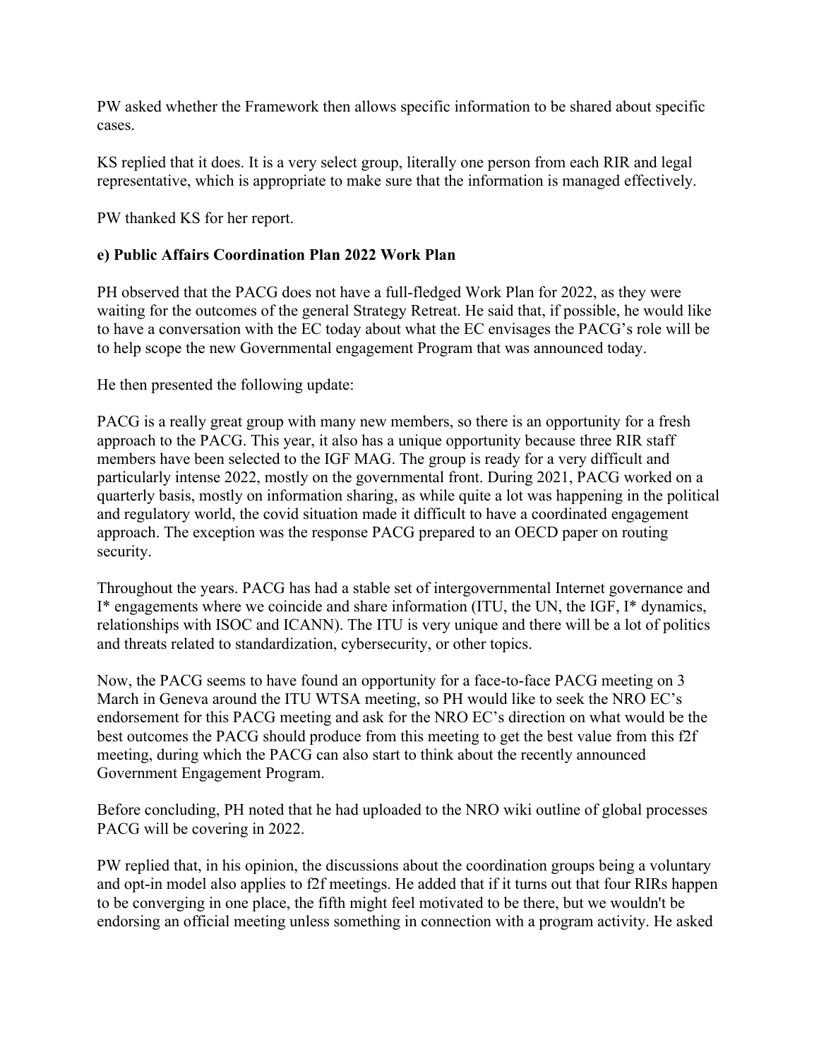PW asked whether the Framework then allows specific information to be shared about specific cases.

KS replied that it does. It is a very select group, literally one person from each RIR and legal representative, which is appropriate to make sure that the information is managed effectively.

PW thanked KS for her report.

**e) Public Affairs Coordination Plan 2022 Work Plan**

PH observed that the PACG does not have a full-fledged Work Plan for 2022, as they were waiting for the outcomes of the general Strategy Retreat. He said that, if possible, he would like to have a conversation with the EC today about what the EC envisages the PACG's role will be to help scope the new Governmental engagement Program that was announced today.

He then presented the following update:

PACG is a really great group with many new members, so there is an opportunity for a fresh approach to the PACG. This year, it also has a unique opportunity because three RIR staff members have been selected to the IGF MAG. The group is ready for a very difficult and particularly intense 2022, mostly on the governmental front. During 2021, PACG worked on a quarterly basis, mostly on information sharing, as while quite a lot was happening in the political and regulatory world, the covid situation made it difficult to have a coordinated engagement approach. The exception was the response PACG prepared to an OECD paper on routing security.

Throughout the years. PACG has had a stable set of intergovernmental Internet governance and I* engagements where we coincide and share information (ITU, the UN, the IGF, I* dynamics, relationships with ISOC and ICANN). The ITU is very unique and there will be a lot of politics and threats related to standardization, cybersecurity, or other topics.

Now, the PACG seems to have found an opportunity for a face-to-face PACG meeting on 3 March in Geneva around the ITU WTSA meeting, so PH would like to seek the NRO EC's endorsement for this PACG meeting and ask for the NRO EC's direction on what would be the best outcomes the PACG should produce from this meeting to get the best value from this f2f meeting, during which the PACG can also start to think about the recently announced Government Engagement Program.

Before concluding, PH noted that he had uploaded to the NRO wiki outline of global processes PACG will be covering in 2022.

PW replied that, in his opinion, the discussions about the coordination groups being a voluntary and opt-in model also applies to f2f meetings. He added that if it turns out that four RIRs happen to be converging in one place, the fifth might feel motivated to be there, but we wouldn't be endorsing an official meeting unless something in connection with a program activity. He asked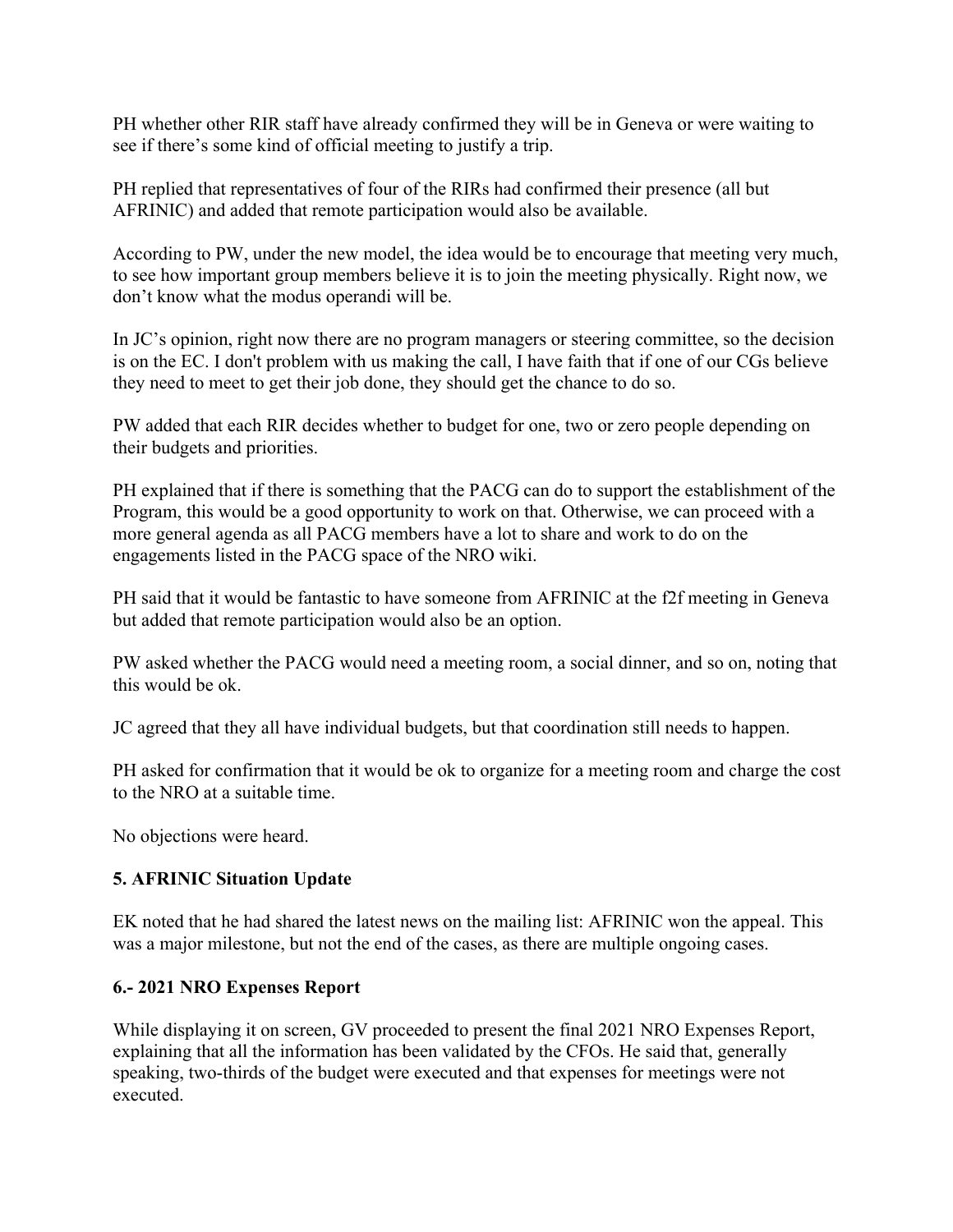PH whether other RIR staff have already confirmed they will be in Geneva or were waiting to see if there's some kind of official meeting to justify a trip.

PH replied that representatives of four of the RIRs had confirmed their presence (all but AFRINIC) and added that remote participation would also be available.

According to PW, under the new model, the idea would be to encourage that meeting very much, to see how important group members believe it is to join the meeting physically. Right now, we don't know what the modus operandi will be.

In JC's opinion, right now there are no program managers or steering committee, so the decision is on the EC. I don't problem with us making the call, I have faith that if one of our CGs believe they need to meet to get their job done, they should get the chance to do so.

PW added that each RIR decides whether to budget for one, two or zero people depending on their budgets and priorities.

PH explained that if there is something that the PACG can do to support the establishment of the Program, this would be a good opportunity to work on that. Otherwise, we can proceed with a more general agenda as all PACG members have a lot to share and work to do on the engagements listed in the PACG space of the NRO wiki.

PH said that it would be fantastic to have someone from AFRINIC at the f2f meeting in Geneva but added that remote participation would also be an option.

PW asked whether the PACG would need a meeting room, a social dinner, and so on, noting that this would be ok.

JC agreed that they all have individual budgets, but that coordination still needs to happen.

PH asked for confirmation that it would be ok to organize for a meeting room and charge the cost to the NRO at a suitable time.

No objections were heard.

### 5. AFRINIC Situation Update

EK noted that he had shared the latest news on the mailing list: AFRINIC won the appeal. This was a major milestone, but not the end of the cases, as there are multiple ongoing cases.

### 6.- 2021 NRO Expenses Report

While displaying it on screen, GV proceeded to present the final 2021 NRO Expenses Report, explaining that all the information has been validated by the CFOs. He said that, generally speaking, two-thirds of the budget were executed and that expenses for meetings were not executed.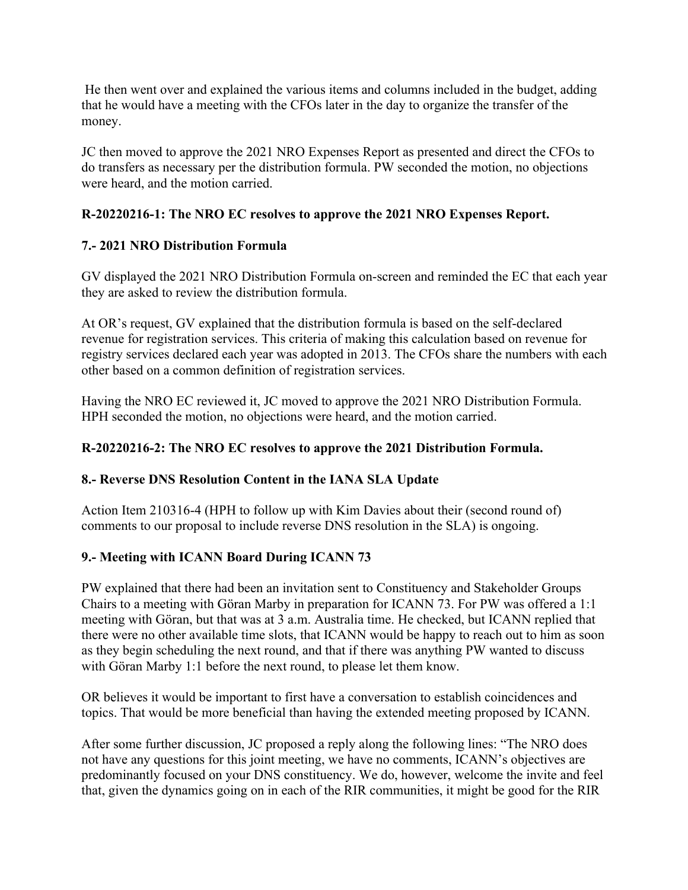He then went over and explained the various items and columns included in the budget, adding that he would have a meeting with the CFOs later in the day to organize the transfer of the money.

JC then moved to approve the 2021 NRO Expenses Report as presented and direct the CFOs to do transfers as necessary per the distribution formula. PW seconded the motion, no objections were heard, and the motion carried.

**R-20220216-1: The NRO EC resolves to approve the 2021 NRO Expenses Report.**

**7.- 2021 NRO Distribution Formula**

GV displayed the 2021 NRO Distribution Formula on-screen and reminded the EC that each year they are asked to review the distribution formula.

At OR's request, GV explained that the distribution formula is based on the self-declared revenue for registration services. This criteria of making this calculation based on revenue for registry services declared each year was adopted in 2013. The CFOs share the numbers with each other based on a common definition of registration services.

Having the NRO EC reviewed it, JC moved to approve the 2021 NRO Distribution Formula. HPH seconded the motion, no objections were heard, and the motion carried.

**R-20220216-2: The NRO EC resolves to approve the 2021 Distribution Formula.**

**8.- Reverse DNS Resolution Content in the IANA SLA Update**

Action Item 210316-4 (HPH to follow up with Kim Davies about their (second round of) comments to our proposal to include reverse DNS resolution in the SLA) is ongoing.

**9.- Meeting with ICANN Board During ICANN 73**

PW explained that there had been an invitation sent to Constituency and Stakeholder Groups Chairs to a meeting with Göran Marby in preparation for ICANN 73. For PW was offered a 1:1 meeting with Göran, but that was at 3 a.m. Australia time. He checked, but ICANN replied that there were no other available time slots, that ICANN would be happy to reach out to him as soon as they begin scheduling the next round, and that if there was anything PW wanted to discuss with Göran Marby 1:1 before the next round, to please let them know.

OR believes it would be important to first have a conversation to establish coincidences and topics. That would be more beneficial than having the extended meeting proposed by ICANN.

After some further discussion, JC proposed a reply along the following lines: "The NRO does not have any questions for this joint meeting, we have no comments, ICANN's objectives are predominantly focused on your DNS constituency. We do, however, welcome the invite and feel that, given the dynamics going on in each of the RIR communities, it might be good for the RIR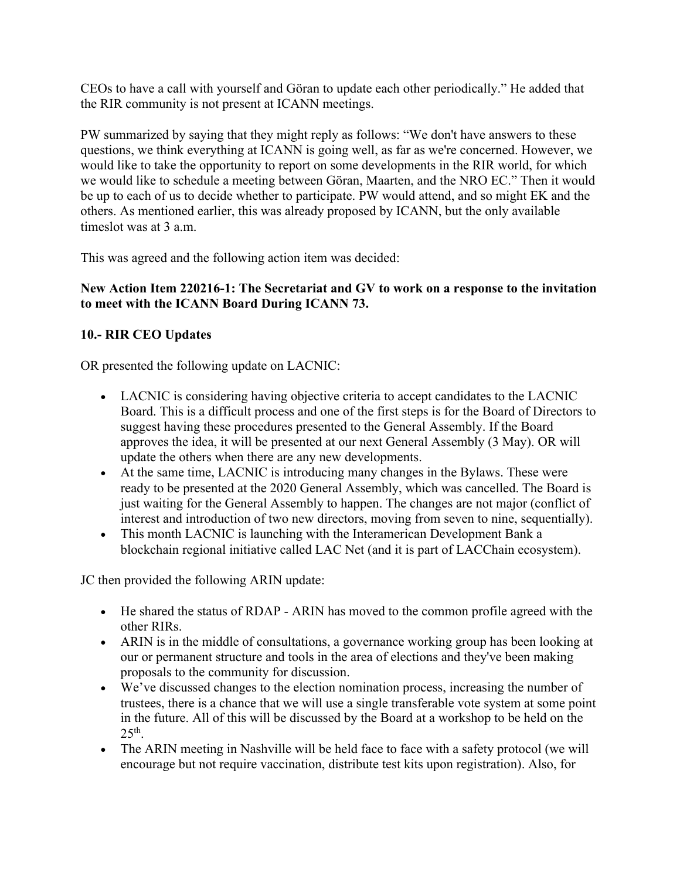CEOs to have a call with yourself and Göran to update each other periodically." He added that the RIR community is not present at ICANN meetings.

PW summarized by saying that they might reply as follows: "We don't have answers to these questions, we think everything at ICANN is going well, as far as we're concerned. However, we would like to take the opportunity to report on some developments in the RIR world, for which we would like to schedule a meeting between Göran, Maarten, and the NRO EC." Then it would be up to each of us to decide whether to participate. PW would attend, and so might EK and the others. As mentioned earlier, this was already proposed by ICANN, but the only available timeslot was at 3 a.m.

This was agreed and the following action item was decided:

**New Action Item 220216-1: The Secretariat and GV to work on a response to the invitation to meet with the ICANN Board During ICANN 73.**

**10.- RIR CEO Updates**

OR presented the following update on LACNIC:

- LACNIC is considering having objective criteria to accept candidates to the LACNIC Board. This is a difficult process and one of the first steps is for the Board of Directors to suggest having these procedures presented to the General Assembly. If the Board approves the idea, it will be presented at our next General Assembly (3 May). OR will update the others when there are any new developments.
- At the same time, LACNIC is introducing many changes in the Bylaws. These were ready to be presented at the 2020 General Assembly, which was cancelled. The Board is just waiting for the General Assembly to happen. The changes are not major (conflict of interest and introduction of two new directors, moving from seven to nine, sequentially).
- This month LACNIC is launching with the Interamerican Development Bank a blockchain regional initiative called LAC Net (and it is part of LACChain ecosystem).

JC then provided the following ARIN update:

- He shared the status of RDAP - ARIN has moved to the common profile agreed with the other RIRs.
- ARIN is in the middle of consultations, a governance working group has been looking at our or permanent structure and tools in the area of elections and they've been making proposals to the community for discussion.
- We've discussed changes to the election nomination process, increasing the number of trustees, there is a chance that we will use a single transferable vote system at some point in the future. All of this will be discussed by the Board at a workshop to be held on the 25th.
- The ARIN meeting in Nashville will be held face to face with a safety protocol (we will encourage but not require vaccination, distribute test kits upon registration). Also, for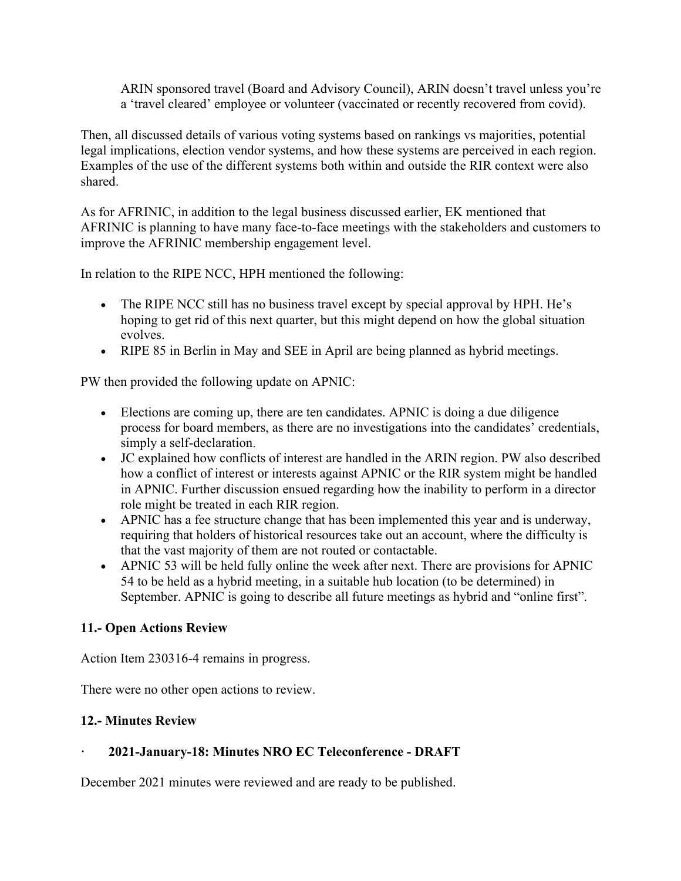ARIN sponsored travel (Board and Advisory Council), ARIN doesn't travel unless you're a 'travel cleared' employee or volunteer (vaccinated or recently recovered from covid).

Then, all discussed details of various voting systems based on rankings vs majorities, potential legal implications, election vendor systems, and how these systems are perceived in each region. Examples of the use of the different systems both within and outside the RIR context were also shared.

As for AFRINIC, in addition to the legal business discussed earlier, EK mentioned that AFRINIC is planning to have many face-to-face meetings with the stakeholders and customers to improve the AFRINIC membership engagement level.

In relation to the RIPE NCC, HPH mentioned the following:

- The RIPE NCC still has no business travel except by special approval by HPH. He's hoping to get rid of this next quarter, but this might depend on how the global situation evolves.
- RIPE 85 in Berlin in May and SEE in April are being planned as hybrid meetings.

PW then provided the following update on APNIC:

- Elections are coming up, there are ten candidates. APNIC is doing a due diligence process for board members, as there are no investigations into the candidates' credentials, simply a self-declaration.
- JC explained how conflicts of interest are handled in the ARIN region. PW also described how a conflict of interest or interests against APNIC or the RIR system might be handled in APNIC. Further discussion ensued regarding how the inability to perform in a director role might be treated in each RIR region.
- APNIC has a fee structure change that has been implemented this year and is underway, requiring that holders of historical resources take out an account, where the difficulty is that the vast majority of them are not routed or contactable.
- APNIC 53 will be held fully online the week after next. There are provisions for APNIC 54 to be held as a hybrid meeting, in a suitable hub location (to be determined) in September. APNIC is going to describe all future meetings as hybrid and "online first".

**11.- Open Actions Review**

Action Item 230316-4 remains in progress.

There were no other open actions to review.

**12.- Minutes Review**

· **2021-January-18: Minutes NRO EC Teleconference - DRAFT**

December 2021 minutes were reviewed and are ready to be published.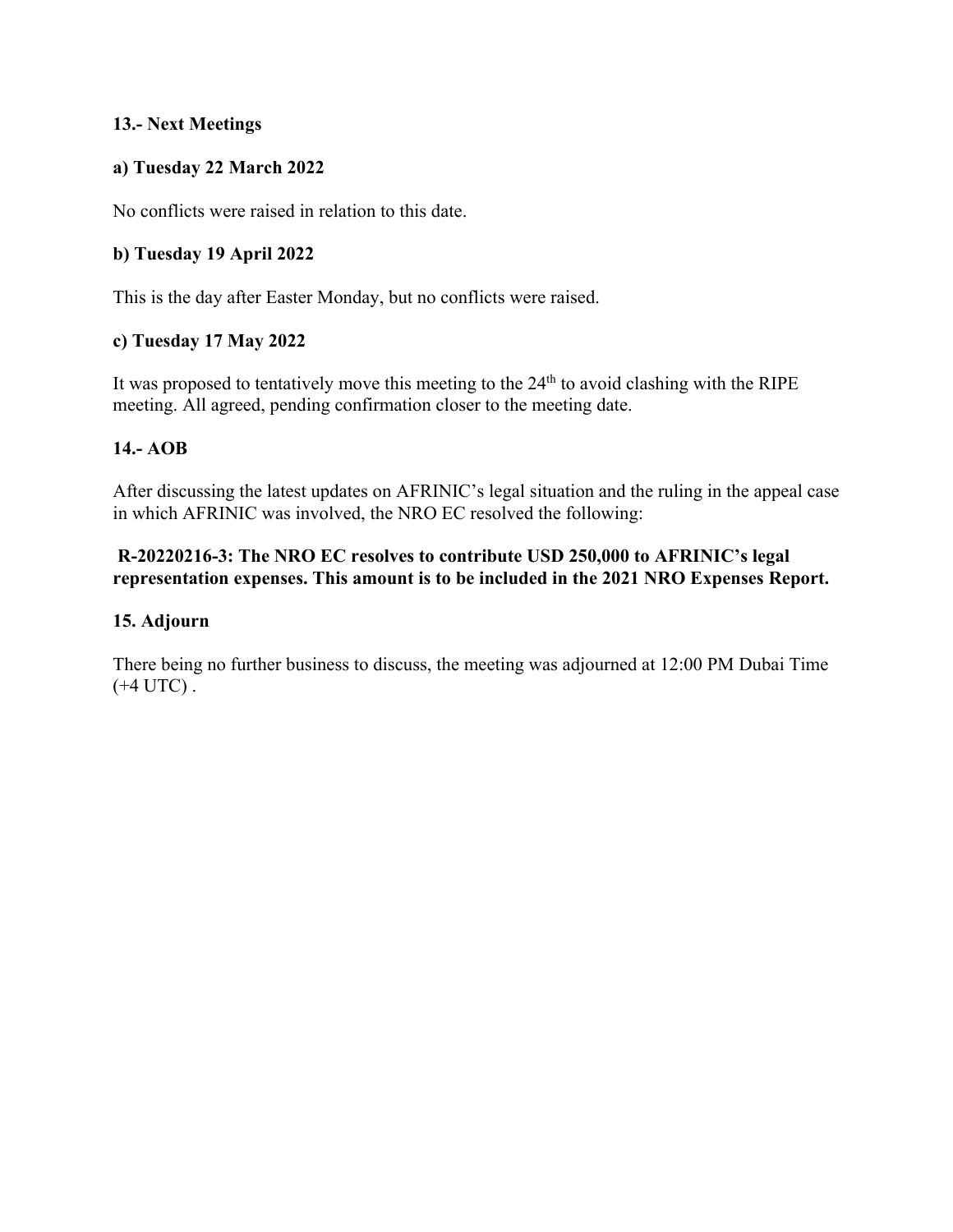**13.- Next Meetings**

**a) Tuesday 22 March 2022**

No conflicts were raised in relation to this date.

**b) Tuesday 19 April 2022**

This is the day after Easter Monday, but no conflicts were raised.

**c) Tuesday 17 May 2022**

It was proposed to tentatively move this meeting to the 24th to avoid clashing with the RIPE meeting. All agreed, pending confirmation closer to the meeting date.

**14.- AOB**

After discussing the latest updates on AFRINIC's legal situation and the ruling in the appeal case in which AFRINIC was involved, the NRO EC resolved the following:

**R-20220216-3: The NRO EC resolves to contribute USD 250,000 to AFRINIC's legal representation expenses. This amount is to be included in the 2021 NRO Expenses Report.**

**15. Adjourn**

There being no further business to discuss, the meeting was adjourned at 12:00 PM Dubai Time (+4 UTC) .